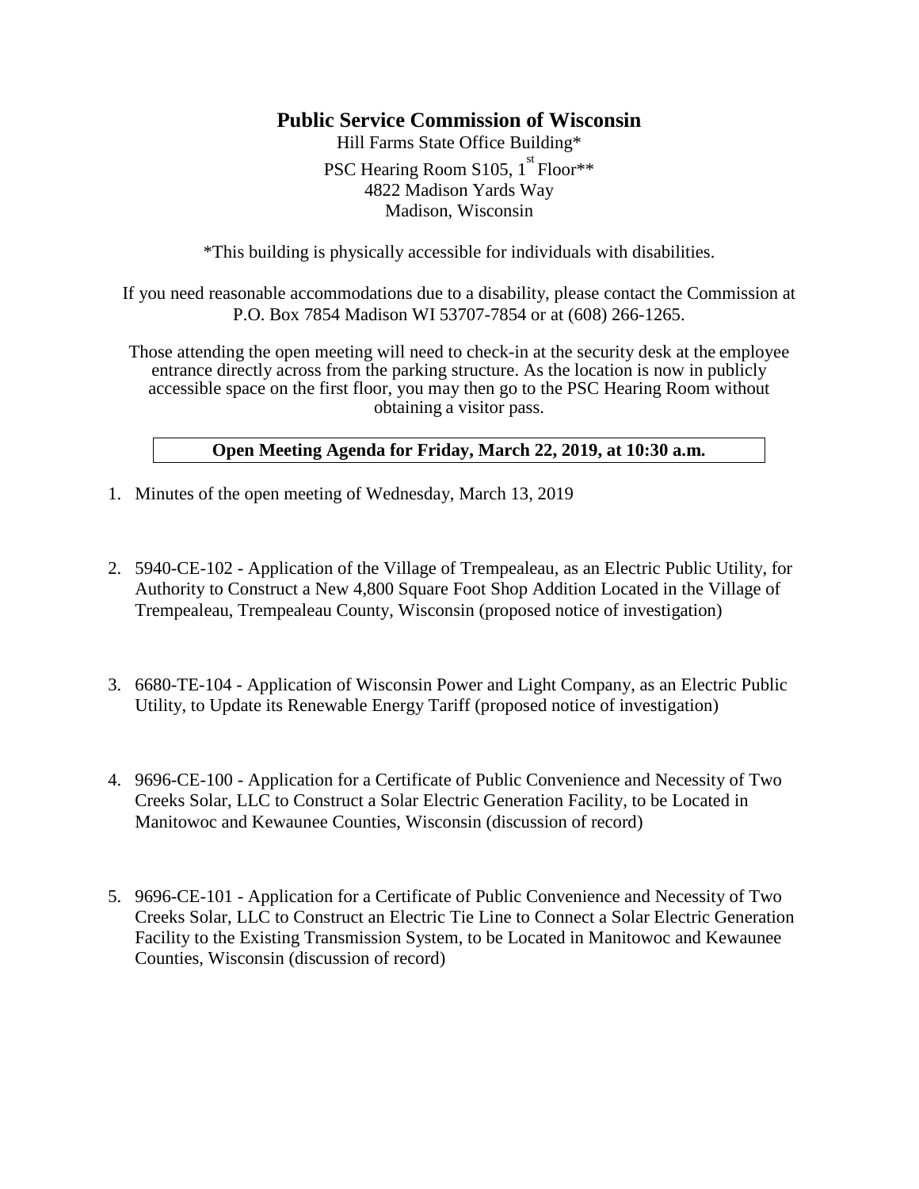# Public Service Commission of Wisconsin

Hill Farms State Office Building*
PSC Hearing Room S105, 1st Floor**
4822 Madison Yards Way
Madison, Wisconsin

*This building is physically accessible for individuals with disabilities.

If you need reasonable accommodations due to a disability, please contact the Commission at P.O. Box 7854 Madison WI 53707-7854 or at (608) 266-1265.

Those attending the open meeting will need to check-in at the security desk at the employee entrance directly across from the parking structure. As the location is now in publicly accessible space on the first floor, you may then go to the PSC Hearing Room without obtaining a visitor pass.

**Open Meeting Agenda for Friday, March 22, 2019, at 10:30 a.m.**

1. Minutes of the open meeting of Wednesday, March 13, 2019

2. 5940-CE-102 - Application of the Village of Trempealeau, as an Electric Public Utility, for Authority to Construct a New 4,800 Square Foot Shop Addition Located in the Village of Trempealeau, Trempealeau County, Wisconsin (proposed notice of investigation)

3. 6680-TE-104 - Application of Wisconsin Power and Light Company, as an Electric Public Utility, to Update its Renewable Energy Tariff (proposed notice of investigation)

4. 9696-CE-100 - Application for a Certificate of Public Convenience and Necessity of Two Creeks Solar, LLC to Construct a Solar Electric Generation Facility, to be Located in Manitowoc and Kewaunee Counties, Wisconsin (discussion of record)

5. 9696-CE-101 - Application for a Certificate of Public Convenience and Necessity of Two Creeks Solar, LLC to Construct an Electric Tie Line to Connect a Solar Electric Generation Facility to the Existing Transmission System, to be Located in Manitowoc and Kewaunee Counties, Wisconsin (discussion of record)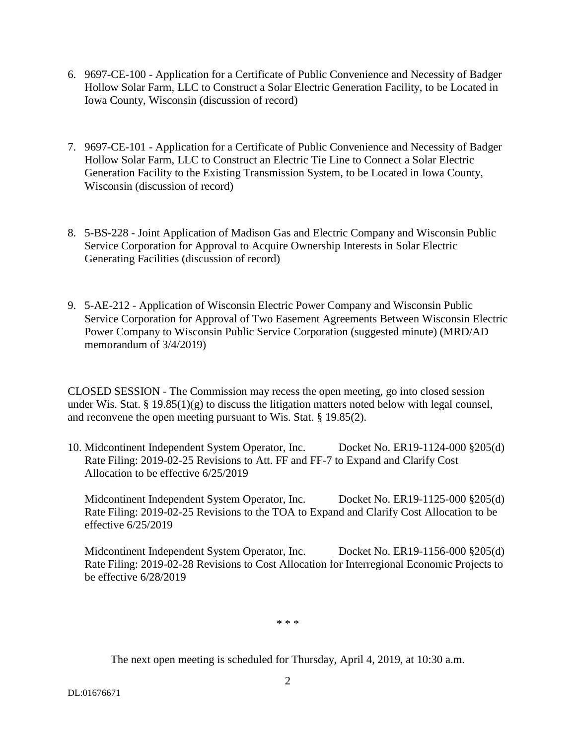6. 9697-CE-100 - Application for a Certificate of Public Convenience and Necessity of Badger Hollow Solar Farm, LLC to Construct a Solar Electric Generation Facility, to be Located in Iowa County, Wisconsin (discussion of record)

7. 9697-CE-101 - Application for a Certificate of Public Convenience and Necessity of Badger Hollow Solar Farm, LLC to Construct an Electric Tie Line to Connect a Solar Electric Generation Facility to the Existing Transmission System, to be Located in Iowa County, Wisconsin (discussion of record)

8. 5-BS-228 - Joint Application of Madison Gas and Electric Company and Wisconsin Public Service Corporation for Approval to Acquire Ownership Interests in Solar Electric Generating Facilities (discussion of record)

9. 5-AE-212 - Application of Wisconsin Electric Power Company and Wisconsin Public Service Corporation for Approval of Two Easement Agreements Between Wisconsin Electric Power Company to Wisconsin Public Service Corporation (suggested minute) (MRD/AD memorandum of 3/4/2019)

CLOSED SESSION - The Commission may recess the open meeting, go into closed session under Wis. Stat. § 19.85(1)(g) to discuss the litigation matters noted below with legal counsel, and reconvene the open meeting pursuant to Wis. Stat. § 19.85(2).

10. Midcontinent Independent System Operator, Inc. Docket No. ER19-1124-000 §205(d) Rate Filing: 2019-02-25 Revisions to Att. FF and FF-7 to Expand and Clarify Cost Allocation to be effective 6/25/2019

    Midcontinent Independent System Operator, Inc. Docket No. ER19-1125-000 §205(d) Rate Filing: 2019-02-25 Revisions to the TOA to Expand and Clarify Cost Allocation to be effective 6/25/2019

    Midcontinent Independent System Operator, Inc. Docket No. ER19-1156-000 §205(d) Rate Filing: 2019-02-28 Revisions to Cost Allocation for Interregional Economic Projects to be effective 6/28/2019

\* \* \*

The next open meeting is scheduled for Thursday, April 4, 2019, at 10:30 a.m.

DL:01676671